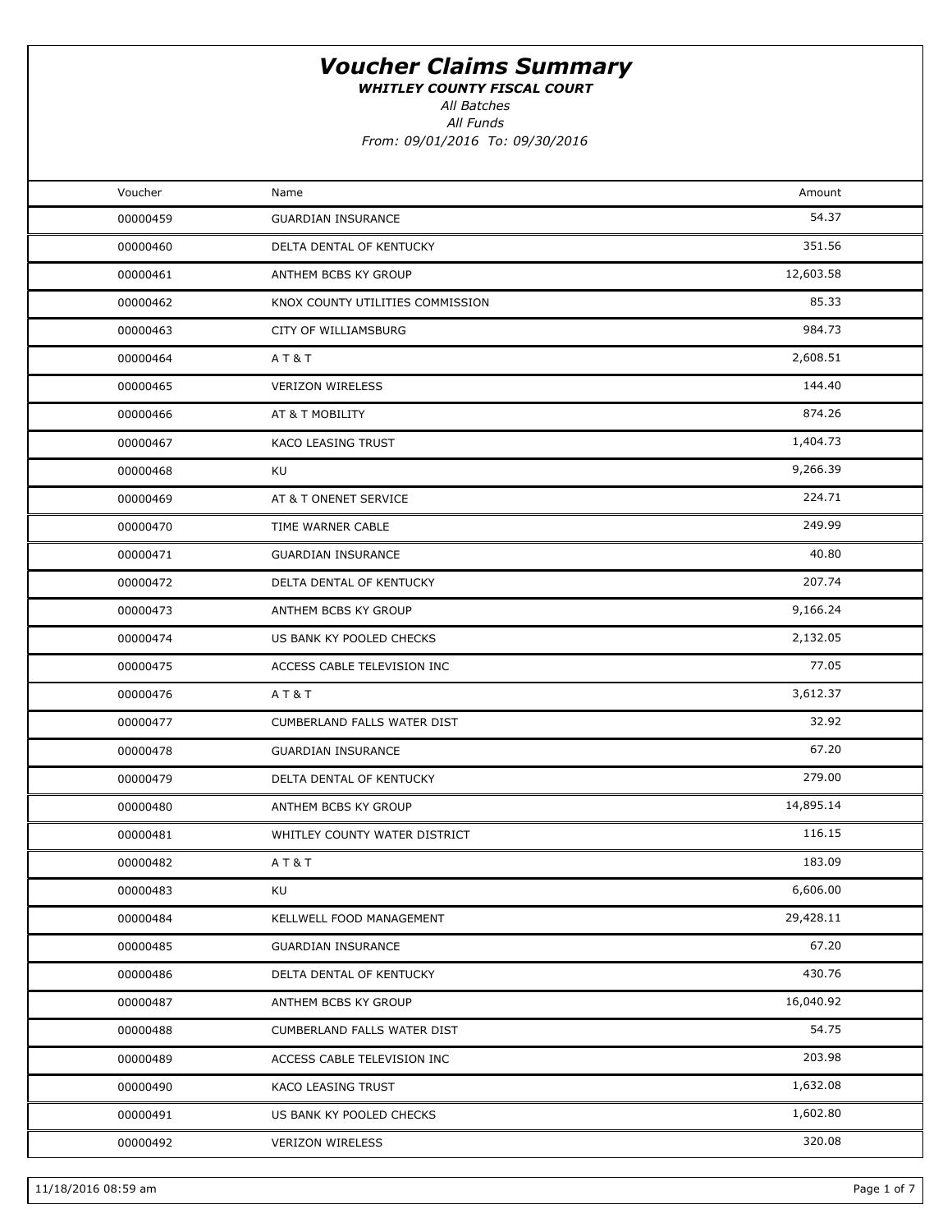# Voucher Claims Summary

***WHITLEY COUNTY FISCAL COURT***

*All Batches*

*All Funds*

*From: 09/01/2016 To: 09/30/2016*

| Voucher | Name | Amount |
|---|---|---|
| 00000459 | GUARDIAN INSURANCE | 54.37 |
| 00000460 | DELTA DENTAL OF KENTUCKY | 351.56 |
| 00000461 | ANTHEM BCBS KY GROUP | 12,603.58 |
| 00000462 | KNOX COUNTY UTILITIES COMMISSION | 85.33 |
| 00000463 | CITY OF WILLIAMSBURG | 984.73 |
| 00000464 | A T & T | 2,608.51 |
| 00000465 | VERIZON WIRELESS | 144.40 |
| 00000466 | AT & T MOBILITY | 874.26 |
| 00000467 | KACO LEASING TRUST | 1,404.73 |
| 00000468 | KU | 9,266.39 |
| 00000469 | AT & T ONENET SERVICE | 224.71 |
| 00000470 | TIME WARNER CABLE | 249.99 |
| 00000471 | GUARDIAN INSURANCE | 40.80 |
| 00000472 | DELTA DENTAL OF KENTUCKY | 207.74 |
| 00000473 | ANTHEM BCBS KY GROUP | 9,166.24 |
| 00000474 | US BANK KY POOLED CHECKS | 2,132.05 |
| 00000475 | ACCESS CABLE TELEVISION INC | 77.05 |
| 00000476 | A T & T | 3,612.37 |
| 00000477 | CUMBERLAND FALLS WATER DIST | 32.92 |
| 00000478 | GUARDIAN INSURANCE | 67.20 |
| 00000479 | DELTA DENTAL OF KENTUCKY | 279.00 |
| 00000480 | ANTHEM BCBS KY GROUP | 14,895.14 |
| 00000481 | WHITLEY COUNTY WATER DISTRICT | 116.15 |
| 00000482 | A T & T | 183.09 |
| 00000483 | KU | 6,606.00 |
| 00000484 | KELLWELL FOOD MANAGEMENT | 29,428.11 |
| 00000485 | GUARDIAN INSURANCE | 67.20 |
| 00000486 | DELTA DENTAL OF KENTUCKY | 430.76 |
| 00000487 | ANTHEM BCBS KY GROUP | 16,040.92 |
| 00000488 | CUMBERLAND FALLS WATER DIST | 54.75 |
| 00000489 | ACCESS CABLE TELEVISION INC | 203.98 |
| 00000490 | KACO LEASING TRUST | 1,632.08 |
| 00000491 | US BANK KY POOLED CHECKS | 1,602.80 |
| 00000492 | VERIZON WIRELESS | 320.08 |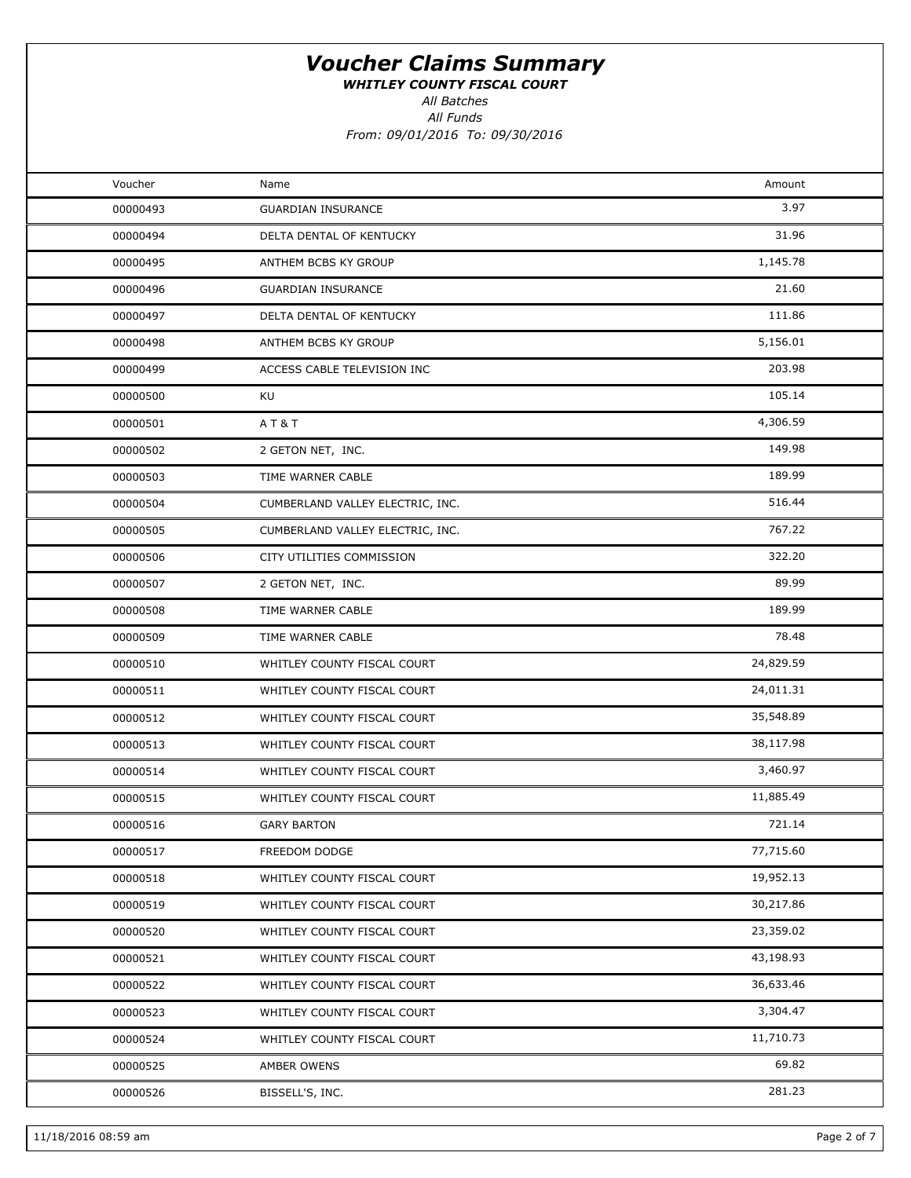# Voucher Claims Summary

***WHITLEY COUNTY FISCAL COURT***

*All Batches*

*All Funds*

*From: 09/01/2016 To: 09/30/2016*

| Voucher | Name | Amount |
|---|---|---|
| 00000493 | GUARDIAN INSURANCE | 3.97 |
| 00000494 | DELTA DENTAL OF KENTUCKY | 31.96 |
| 00000495 | ANTHEM BCBS KY GROUP | 1,145.78 |
| 00000496 | GUARDIAN INSURANCE | 21.60 |
| 00000497 | DELTA DENTAL OF KENTUCKY | 111.86 |
| 00000498 | ANTHEM BCBS KY GROUP | 5,156.01 |
| 00000499 | ACCESS CABLE TELEVISION INC | 203.98 |
| 00000500 | KU | 105.14 |
| 00000501 | A T & T | 4,306.59 |
| 00000502 | 2 GETON NET, INC. | 149.98 |
| 00000503 | TIME WARNER CABLE | 189.99 |
| 00000504 | CUMBERLAND VALLEY ELECTRIC, INC. | 516.44 |
| 00000505 | CUMBERLAND VALLEY ELECTRIC, INC. | 767.22 |
| 00000506 | CITY UTILITIES COMMISSION | 322.20 |
| 00000507 | 2 GETON NET, INC. | 89.99 |
| 00000508 | TIME WARNER CABLE | 189.99 |
| 00000509 | TIME WARNER CABLE | 78.48 |
| 00000510 | WHITLEY COUNTY FISCAL COURT | 24,829.59 |
| 00000511 | WHITLEY COUNTY FISCAL COURT | 24,011.31 |
| 00000512 | WHITLEY COUNTY FISCAL COURT | 35,548.89 |
| 00000513 | WHITLEY COUNTY FISCAL COURT | 38,117.98 |
| 00000514 | WHITLEY COUNTY FISCAL COURT | 3,460.97 |
| 00000515 | WHITLEY COUNTY FISCAL COURT | 11,885.49 |
| 00000516 | GARY BARTON | 721.14 |
| 00000517 | FREEDOM DODGE | 77,715.60 |
| 00000518 | WHITLEY COUNTY FISCAL COURT | 19,952.13 |
| 00000519 | WHITLEY COUNTY FISCAL COURT | 30,217.86 |
| 00000520 | WHITLEY COUNTY FISCAL COURT | 23,359.02 |
| 00000521 | WHITLEY COUNTY FISCAL COURT | 43,198.93 |
| 00000522 | WHITLEY COUNTY FISCAL COURT | 36,633.46 |
| 00000523 | WHITLEY COUNTY FISCAL COURT | 3,304.47 |
| 00000524 | WHITLEY COUNTY FISCAL COURT | 11,710.73 |
| 00000525 | AMBER OWENS | 69.82 |
| 00000526 | BISSELL'S, INC. | 281.23 |

11/18/2016 08:59 am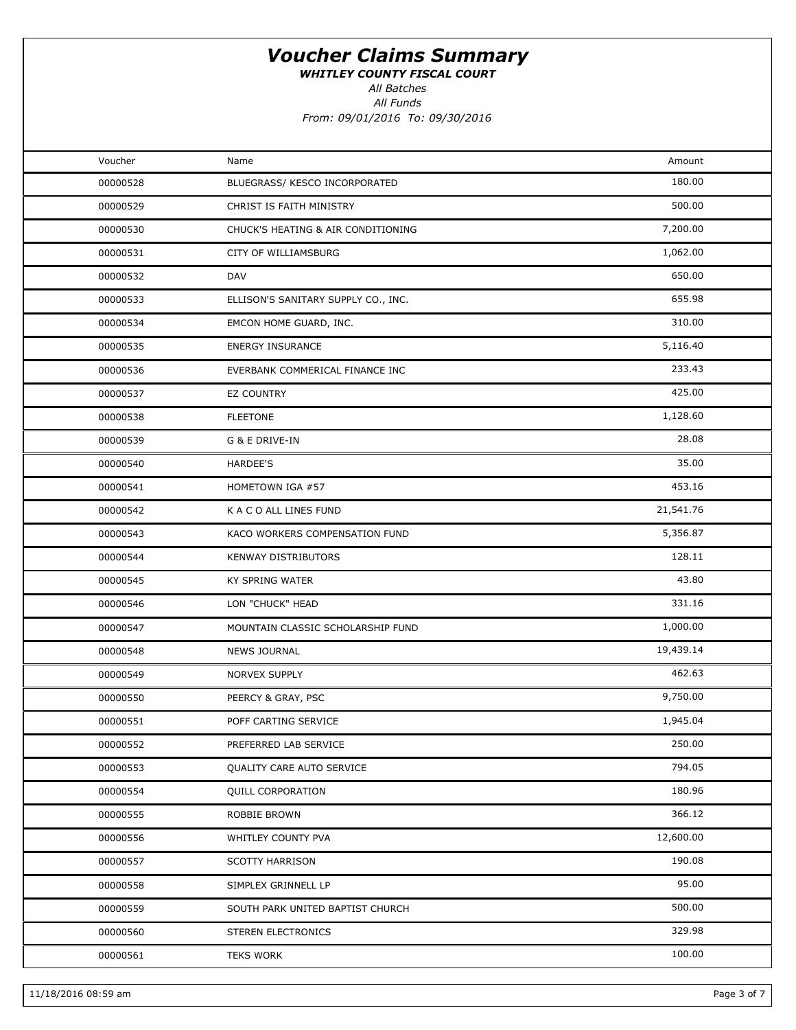# Voucher Claims Summary

***WHITLEY COUNTY FISCAL COURT***

*All Batches*

*All Funds*

*From: 09/01/2016 To: 09/30/2016*

| Voucher | Name | Amount |
|---|---|---|
| 00000528 | BLUEGRASS/ KESCO INCORPORATED | 180.00 |
| 00000529 | CHRIST IS FAITH MINISTRY | 500.00 |
| 00000530 | CHUCK'S HEATING & AIR CONDITIONING | 7,200.00 |
| 00000531 | CITY OF WILLIAMSBURG | 1,062.00 |
| 00000532 | DAV | 650.00 |
| 00000533 | ELLISON'S SANITARY SUPPLY CO., INC. | 655.98 |
| 00000534 | EMCON HOME GUARD, INC. | 310.00 |
| 00000535 | ENERGY INSURANCE | 5,116.40 |
| 00000536 | EVERBANK COMMERICAL FINANCE INC | 233.43 |
| 00000537 | EZ COUNTRY | 425.00 |
| 00000538 | FLEETONE | 1,128.60 |
| 00000539 | G & E DRIVE-IN | 28.08 |
| 00000540 | HARDEE'S | 35.00 |
| 00000541 | HOMETOWN IGA #57 | 453.16 |
| 00000542 | K A C O ALL LINES FUND | 21,541.76 |
| 00000543 | KACO WORKERS COMPENSATION FUND | 5,356.87 |
| 00000544 | KENWAY DISTRIBUTORS | 128.11 |
| 00000545 | KY SPRING WATER | 43.80 |
| 00000546 | LON "CHUCK" HEAD | 331.16 |
| 00000547 | MOUNTAIN CLASSIC SCHOLARSHIP FUND | 1,000.00 |
| 00000548 | NEWS JOURNAL | 19,439.14 |
| 00000549 | NORVEX SUPPLY | 462.63 |
| 00000550 | PEERCY & GRAY, PSC | 9,750.00 |
| 00000551 | POFF CARTING SERVICE | 1,945.04 |
| 00000552 | PREFERRED LAB SERVICE | 250.00 |
| 00000553 | QUALITY CARE AUTO SERVICE | 794.05 |
| 00000554 | QUILL CORPORATION | 180.96 |
| 00000555 | ROBBIE BROWN | 366.12 |
| 00000556 | WHITLEY COUNTY PVA | 12,600.00 |
| 00000557 | SCOTTY HARRISON | 190.08 |
| 00000558 | SIMPLEX GRINNELL LP | 95.00 |
| 00000559 | SOUTH PARK UNITED BAPTIST CHURCH | 500.00 |
| 00000560 | STEREN ELECTRONICS | 329.98 |
| 00000561 | TEKS WORK | 100.00 |

11/18/2016 08:59 am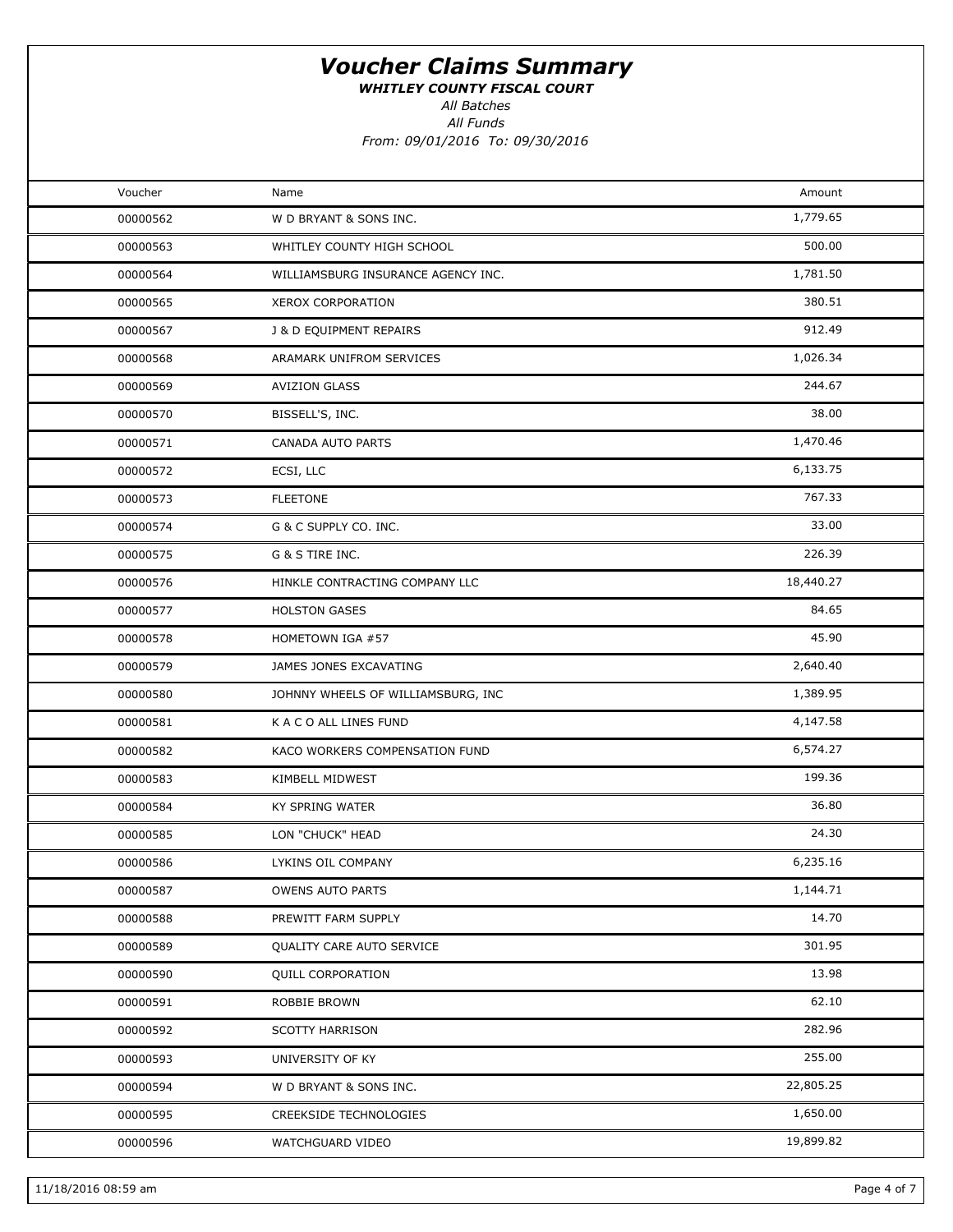# Voucher Claims Summary

***WHITLEY COUNTY FISCAL COURT***

*All Batches*

*All Funds*

*From: 09/01/2016 To: 09/30/2016*

| Voucher | Name | Amount |
|---|---|---|
| 00000562 | W D BRYANT & SONS INC. | 1,779.65 |
| 00000563 | WHITLEY COUNTY HIGH SCHOOL | 500.00 |
| 00000564 | WILLIAMSBURG INSURANCE AGENCY INC. | 1,781.50 |
| 00000565 | XEROX CORPORATION | 380.51 |
| 00000567 | J & D EQUIPMENT REPAIRS | 912.49 |
| 00000568 | ARAMARK UNIFROM SERVICES | 1,026.34 |
| 00000569 | AVIZION GLASS | 244.67 |
| 00000570 | BISSELL'S, INC. | 38.00 |
| 00000571 | CANADA AUTO PARTS | 1,470.46 |
| 00000572 | ECSI, LLC | 6,133.75 |
| 00000573 | FLEETONE | 767.33 |
| 00000574 | G & C SUPPLY CO. INC. | 33.00 |
| 00000575 | G & S TIRE INC. | 226.39 |
| 00000576 | HINKLE CONTRACTING COMPANY LLC | 18,440.27 |
| 00000577 | HOLSTON GASES | 84.65 |
| 00000578 | HOMETOWN IGA #57 | 45.90 |
| 00000579 | JAMES JONES EXCAVATING | 2,640.40 |
| 00000580 | JOHNNY WHEELS OF WILLIAMSBURG, INC | 1,389.95 |
| 00000581 | K A C O ALL LINES FUND | 4,147.58 |
| 00000582 | KACO WORKERS COMPENSATION FUND | 6,574.27 |
| 00000583 | KIMBELL MIDWEST | 199.36 |
| 00000584 | KY SPRING WATER | 36.80 |
| 00000585 | LON "CHUCK" HEAD | 24.30 |
| 00000586 | LYKINS OIL COMPANY | 6,235.16 |
| 00000587 | OWENS AUTO PARTS | 1,144.71 |
| 00000588 | PREWITT FARM SUPPLY | 14.70 |
| 00000589 | QUALITY CARE AUTO SERVICE | 301.95 |
| 00000590 | QUILL CORPORATION | 13.98 |
| 00000591 | ROBBIE BROWN | 62.10 |
| 00000592 | SCOTTY HARRISON | 282.96 |
| 00000593 | UNIVERSITY OF KY | 255.00 |
| 00000594 | W D BRYANT & SONS INC. | 22,805.25 |
| 00000595 | CREEKSIDE TECHNOLOGIES | 1,650.00 |
| 00000596 | WATCHGUARD VIDEO | 19,899.82 |

11/18/2016 08:59 am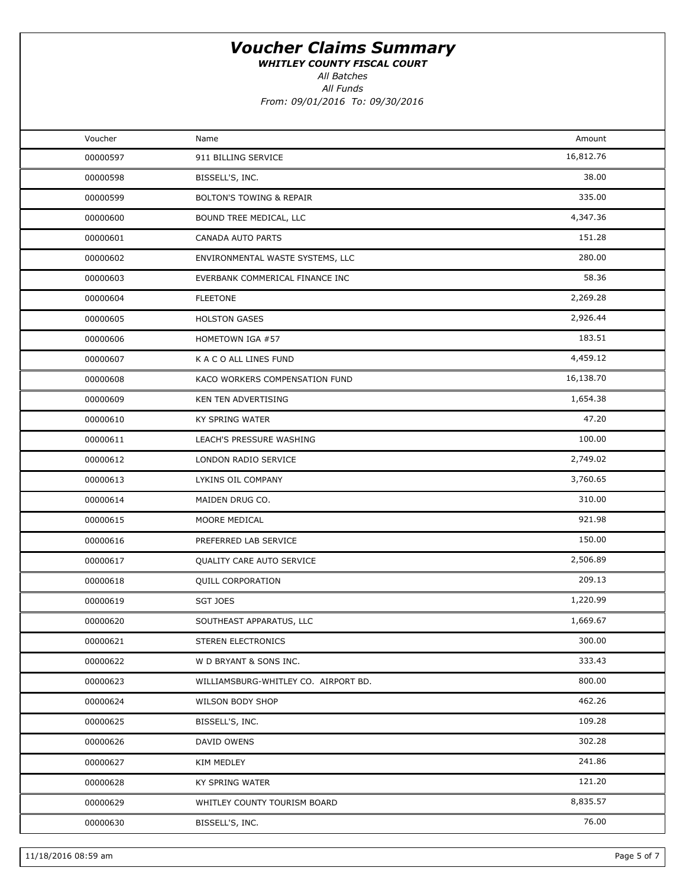# *Voucher Claims Summary*

***WHITLEY COUNTY FISCAL COURT***

*All Batches*

*All Funds*

*From: 09/01/2016 To: 09/30/2016*

| Voucher | Name | Amount |
|---|---|---|
| 00000597 | 911 BILLING SERVICE | 16,812.76 |
| 00000598 | BISSELL'S, INC. | 38.00 |
| 00000599 | BOLTON'S TOWING & REPAIR | 335.00 |
| 00000600 | BOUND TREE MEDICAL, LLC | 4,347.36 |
| 00000601 | CANADA AUTO PARTS | 151.28 |
| 00000602 | ENVIRONMENTAL WASTE SYSTEMS, LLC | 280.00 |
| 00000603 | EVERBANK COMMERICAL FINANCE INC | 58.36 |
| 00000604 | FLEETONE | 2,269.28 |
| 00000605 | HOLSTON GASES | 2,926.44 |
| 00000606 | HOMETOWN IGA #57 | 183.51 |
| 00000607 | K A C O ALL LINES FUND | 4,459.12 |
| 00000608 | KACO WORKERS COMPENSATION FUND | 16,138.70 |
| 00000609 | KEN TEN ADVERTISING | 1,654.38 |
| 00000610 | KY SPRING WATER | 47.20 |
| 00000611 | LEACH'S PRESSURE WASHING | 100.00 |
| 00000612 | LONDON RADIO SERVICE | 2,749.02 |
| 00000613 | LYKINS OIL COMPANY | 3,760.65 |
| 00000614 | MAIDEN DRUG CO. | 310.00 |
| 00000615 | MOORE MEDICAL | 921.98 |
| 00000616 | PREFERRED LAB SERVICE | 150.00 |
| 00000617 | QUALITY CARE AUTO SERVICE | 2,506.89 |
| 00000618 | QUILL CORPORATION | 209.13 |
| 00000619 | SGT JOES | 1,220.99 |
| 00000620 | SOUTHEAST APPARATUS, LLC | 1,669.67 |
| 00000621 | STEREN ELECTRONICS | 300.00 |
| 00000622 | W D BRYANT & SONS INC. | 333.43 |
| 00000623 | WILLIAMSBURG-WHITLEY CO. AIRPORT BD. | 800.00 |
| 00000624 | WILSON BODY SHOP | 462.26 |
| 00000625 | BISSELL'S, INC. | 109.28 |
| 00000626 | DAVID OWENS | 302.28 |
| 00000627 | KIM MEDLEY | 241.86 |
| 00000628 | KY SPRING WATER | 121.20 |
| 00000629 | WHITLEY COUNTY TOURISM BOARD | 8,835.57 |
| 00000630 | BISSELL'S, INC. | 76.00 |

11/18/2016 08:59 am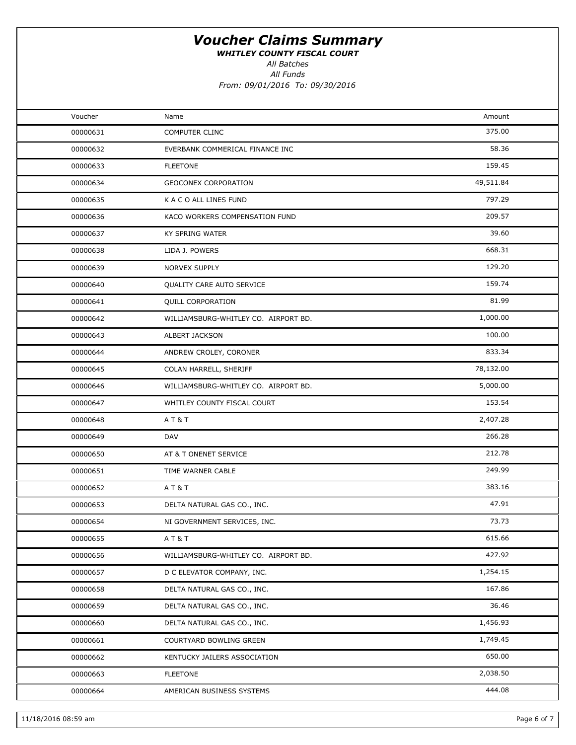# Voucher Claims Summary

***WHITLEY COUNTY FISCAL COURT***

*All Batches*

*All Funds*

*From: 09/01/2016 To: 09/30/2016*

| Voucher | Name | Amount |
|---|---|---|
| 00000631 | COMPUTER CLINC | 375.00 |
| 00000632 | EVERBANK COMMERICAL FINANCE INC | 58.36 |
| 00000633 | FLEETONE | 159.45 |
| 00000634 | GEOCONEX CORPORATION | 49,511.84 |
| 00000635 | K A C O ALL LINES FUND | 797.29 |
| 00000636 | KACO WORKERS COMPENSATION FUND | 209.57 |
| 00000637 | KY SPRING WATER | 39.60 |
| 00000638 | LIDA J. POWERS | 668.31 |
| 00000639 | NORVEX SUPPLY | 129.20 |
| 00000640 | QUALITY CARE AUTO SERVICE | 159.74 |
| 00000641 | QUILL CORPORATION | 81.99 |
| 00000642 | WILLIAMSBURG-WHITLEY CO. AIRPORT BD. | 1,000.00 |
| 00000643 | ALBERT JACKSON | 100.00 |
| 00000644 | ANDREW CROLEY, CORONER | 833.34 |
| 00000645 | COLAN HARRELL, SHERIFF | 78,132.00 |
| 00000646 | WILLIAMSBURG-WHITLEY CO. AIRPORT BD. | 5,000.00 |
| 00000647 | WHITLEY COUNTY FISCAL COURT | 153.54 |
| 00000648 | A T & T | 2,407.28 |
| 00000649 | DAV | 266.28 |
| 00000650 | AT & T ONENET SERVICE | 212.78 |
| 00000651 | TIME WARNER CABLE | 249.99 |
| 00000652 | A T & T | 383.16 |
| 00000653 | DELTA NATURAL GAS CO., INC. | 47.91 |
| 00000654 | NI GOVERNMENT SERVICES, INC. | 73.73 |
| 00000655 | A T & T | 615.66 |
| 00000656 | WILLIAMSBURG-WHITLEY CO. AIRPORT BD. | 427.92 |
| 00000657 | D C ELEVATOR COMPANY, INC. | 1,254.15 |
| 00000658 | DELTA NATURAL GAS CO., INC. | 167.86 |
| 00000659 | DELTA NATURAL GAS CO., INC. | 36.46 |
| 00000660 | DELTA NATURAL GAS CO., INC. | 1,456.93 |
| 00000661 | COURTYARD BOWLING GREEN | 1,749.45 |
| 00000662 | KENTUCKY JAILERS ASSOCIATION | 650.00 |
| 00000663 | FLEETONE | 2,038.50 |
| 00000664 | AMERICAN BUSINESS SYSTEMS | 444.08 |

11/18/2016 08:59 am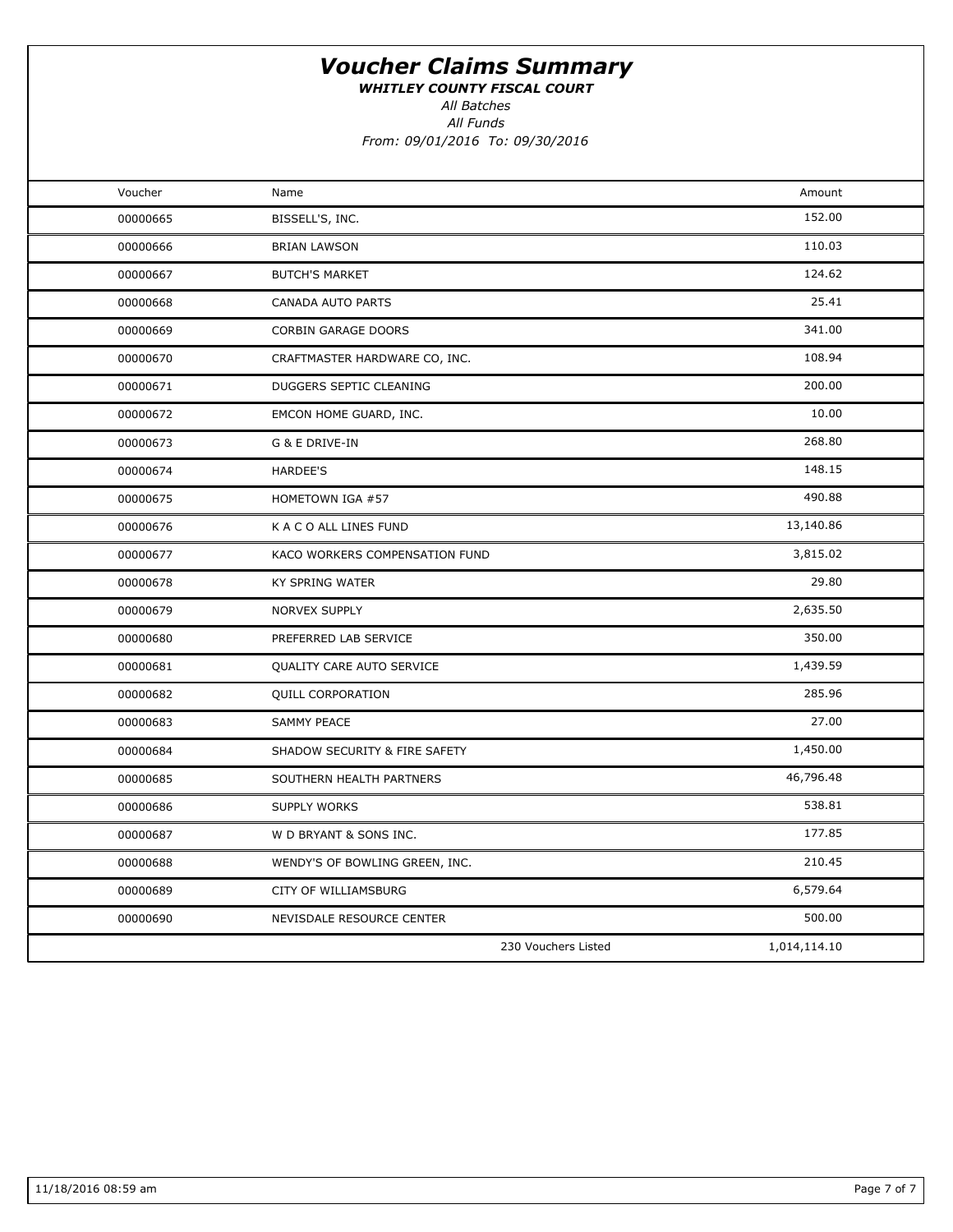# *Voucher Claims Summary*

***WHITLEY COUNTY FISCAL COURT***

*All Batches*

*All Funds*

*From: 09/01/2016 To: 09/30/2016*

| Voucher | Name | Amount |
|---|---|---|
| 00000665 | BISSELL'S, INC. | 152.00 |
| 00000666 | BRIAN LAWSON | 110.03 |
| 00000667 | BUTCH'S MARKET | 124.62 |
| 00000668 | CANADA AUTO PARTS | 25.41 |
| 00000669 | CORBIN GARAGE DOORS | 341.00 |
| 00000670 | CRAFTMASTER HARDWARE CO, INC. | 108.94 |
| 00000671 | DUGGERS SEPTIC CLEANING | 200.00 |
| 00000672 | EMCON HOME GUARD, INC. | 10.00 |
| 00000673 | G & E DRIVE-IN | 268.80 |
| 00000674 | HARDEE'S | 148.15 |
| 00000675 | HOMETOWN IGA #57 | 490.88 |
| 00000676 | K A C O ALL LINES FUND | 13,140.86 |
| 00000677 | KACO WORKERS COMPENSATION FUND | 3,815.02 |
| 00000678 | KY SPRING WATER | 29.80 |
| 00000679 | NORVEX SUPPLY | 2,635.50 |
| 00000680 | PREFERRED LAB SERVICE | 350.00 |
| 00000681 | QUALITY CARE AUTO SERVICE | 1,439.59 |
| 00000682 | QUILL CORPORATION | 285.96 |
| 00000683 | SAMMY PEACE | 27.00 |
| 00000684 | SHADOW SECURITY & FIRE SAFETY | 1,450.00 |
| 00000685 | SOUTHERN HEALTH PARTNERS | 46,796.48 |
| 00000686 | SUPPLY WORKS | 538.81 |
| 00000687 | W D BRYANT & SONS INC. | 177.85 |
| 00000688 | WENDY'S OF BOWLING GREEN, INC. | 210.45 |
| 00000689 | CITY OF WILLIAMSBURG | 6,579.64 |
| 00000690 | NEVISDALE RESOURCE CENTER | 500.00 |
| | 230 Vouchers Listed | 1,014,114.10 |

11/18/2016 08:59 am